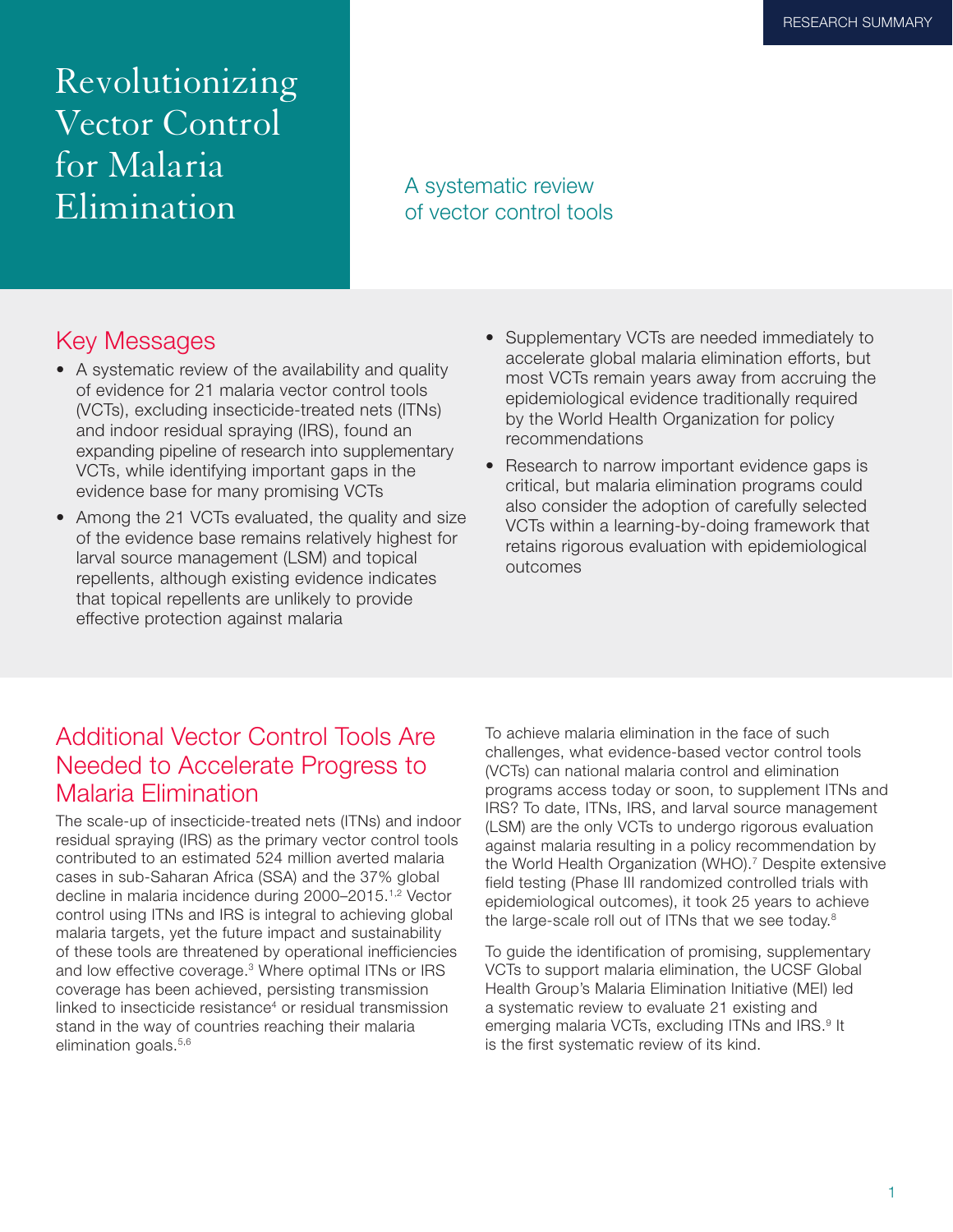RESEARCH SUMMARY

# Revolutionizing Vector Control for Malaria Elimination

A systematic review of vector control tools

## Key Messages

- A systematic review of the availability and quality of evidence for 21 malaria vector control tools (VCTs), excluding insecticide-treated nets (ITNs) and indoor residual spraying (IRS), found an expanding pipeline of research into supplementary VCTs, while identifying important gaps in the evidence base for many promising VCTs
- Among the 21 VCTs evaluated, the quality and size of the evidence base remains relatively highest for larval source management (LSM) and topical repellents, although existing evidence indicates that topical repellents are unlikely to provide effective protection against malaria
- Supplementary VCTs are needed immediately to accelerate global malaria elimination efforts, but most VCTs remain years away from accruing the epidemiological evidence traditionally required by the World Health Organization for policy recommendations
- Research to narrow important evidence gaps is critical, but malaria elimination programs could also consider the adoption of carefully selected VCTs within a learning-by-doing framework that retains rigorous evaluation with epidemiological outcomes

## Additional Vector Control Tools Are Needed to Accelerate Progress to Malaria Elimination

The scale-up of insecticide-treated nets (ITNs) and indoor residual spraying (IRS) as the primary vector control tools contributed to an estimated 524 million averted malaria cases in sub-Saharan Africa (SSA) and the 37% global decline in malaria incidence during 2000–2015.[1,2] Vector control using ITNs and IRS is integral to achieving global malaria targets, yet the future impact and sustainability of these tools are threatened by operational inefficiencies and low effective coverage.[3] Where optimal ITNs or IRS coverage has been achieved, persisting transmission linked to insecticide resistance[4] or residual transmission stand in the way of countries reaching their malaria elimination goals.[5,6]

To achieve malaria elimination in the face of such challenges, what evidence-based vector control tools (VCTs) can national malaria control and elimination programs access today or soon, to supplement ITNs and IRS? To date, ITNs, IRS, and larval source management (LSM) are the only VCTs to undergo rigorous evaluation against malaria resulting in a policy recommendation by the World Health Organization (WHO).[7] Despite extensive field testing (Phase III randomized controlled trials with epidemiological outcomes), it took 25 years to achieve the large-scale roll out of ITNs that we see today.[8]

To guide the identification of promising, supplementary VCTs to support malaria elimination, the UCSF Global Health Group's Malaria Elimination Initiative (MEI) led a systematic review to evaluate 21 existing and emerging malaria VCTs, excluding ITNs and IRS.[9] It is the first systematic review of its kind.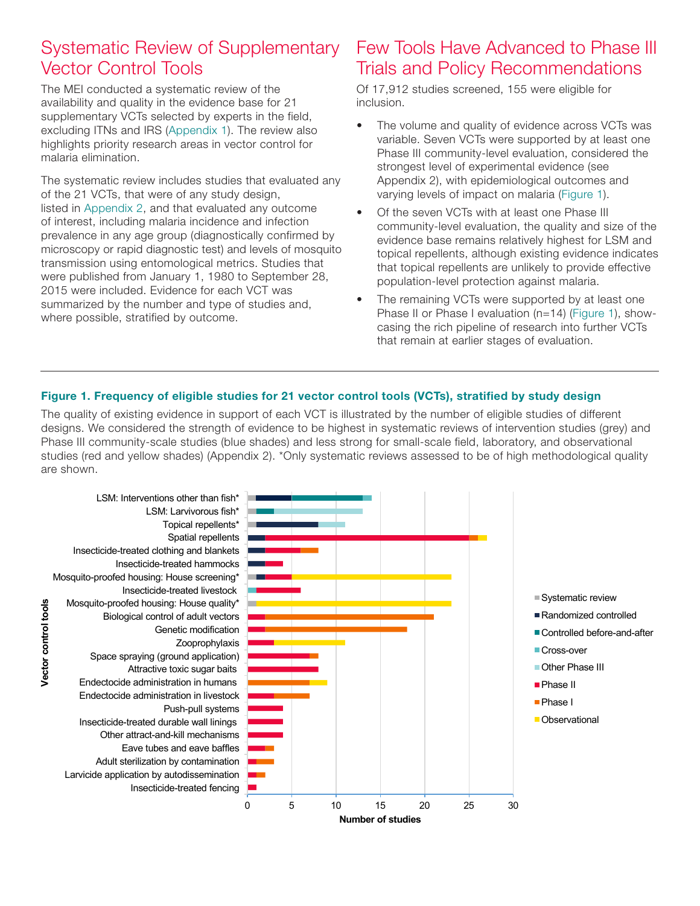## Systematic Review of Supplementary Vector Control Tools

The MEI conducted a systematic review of the availability and quality in the evidence base for 21 supplementary VCTs selected by experts in the field, excluding ITNs and IRS (Appendix 1). The review also highlights priority research areas in vector control for malaria elimination.

The systematic review includes studies that evaluated any of the 21 VCTs, that were of any study design, listed in Appendix 2, and that evaluated any outcome of interest, including malaria incidence and infection prevalence in any age group (diagnostically confirmed by microscopy or rapid diagnostic test) and levels of mosquito transmission using entomological metrics. Studies that were published from January 1, 1980 to September 28, 2015 were included. Evidence for each VCT was summarized by the number and type of studies and, where possible, stratified by outcome.

## Few Tools Have Advanced to Phase III Trials and Policy Recommendations

Of 17,912 studies screened, 155 were eligible for inclusion.

- The volume and quality of evidence across VCTs was variable. Seven VCTs were supported by at least one Phase III community-level evaluation, considered the strongest level of experimental evidence (see Appendix 2), with epidemiological outcomes and varying levels of impact on malaria (Figure 1).
- Of the seven VCTs with at least one Phase III community-level evaluation, the quality and size of the evidence base remains relatively highest for LSM and topical repellents, although existing evidence indicates that topical repellents are unlikely to provide effective population-level protection against malaria.
- The remaining VCTs were supported by at least one Phase II or Phase I evaluation (n=14) (Figure 1), showcasing the rich pipeline of research into further VCTs that remain at earlier stages of evaluation.

---

**Figure 1. Frequency of eligible studies for 21 vector control tools (VCTs), stratified by study design**

The quality of existing evidence in support of each VCT is illustrated by the number of eligible studies of different designs. We considered the strength of evidence to be highest in systematic reviews of intervention studies (grey) and Phase III community-scale studies (blue shades) and less strong for small-scale field, laboratory, and observational studies (red and yellow shades) (Appendix 2). *Only systematic reviews assessed to be of high methodological quality are shown.

| Vector control tools | Systematic review | Randomized controlled | Controlled before-and-after | Cross-over | Other Phase III | Phase II | Phase I | Observational |
|---|---|---|---|---|---|---|---|---|
| LSM: Interventions other than fish* | 1 | 4 | 8 | 1 | | | | |
| LSM: Larvivorous fish* | 1 | | 2 | | 10 | | | |
| Topical repellents* | 1 | 7 | | | 3 | | | |
| Spatial repellents | | 2 | | | | 23 | 1 | 1 |
| Insecticide-treated clothing and blankets | | 2 | | | | 4 | 2 | |
| Insecticide-treated hammocks | | 2 | | | | 2 | | |
| Mosquito-proofed housing: House screening* | 1 | 1 | | | | 3 | | 18 |
| Insecticide-treated livestock | | | | 1 | | 5 | | |
| Mosquito-proofed housing: House quality* | 1 | | | | | | | 22 |
| Biological control of adult vectors | | | | | | 2 | 19 | |
| Genetic modification | | | | | | 2 | 16 | |
| Zooprophylaxis | | | | | | 3 | | 8 |
| Space spraying (ground application) | | | | | | 7 | 1 | |
| Attractive toxic sugar baits | | | | | | 8 | | |
| Endectocide administration in humans | | | | | | | 7 | 2 |
| Endectocide administration in livestock | | | | | | 3 | 4 | |
| Push-pull systems | | | | | | 4 | | |
| Insecticide-treated durable wall linings | | | | | | 4 | | |
| Other attract-and-kill mechanisms | | | | | | 4 | | |
| Eave tubes and eave baffles | | | | | | 2 | 1 | |
| Adult sterilization by contamination | | | | | | 1 | 2 | |
| Larvicide application by autodissemination | | | | | | 1 | 1 | |
| Insecticide-treated fencing | | | | | | 1 | | |

X-axis: Number of studies (0–30)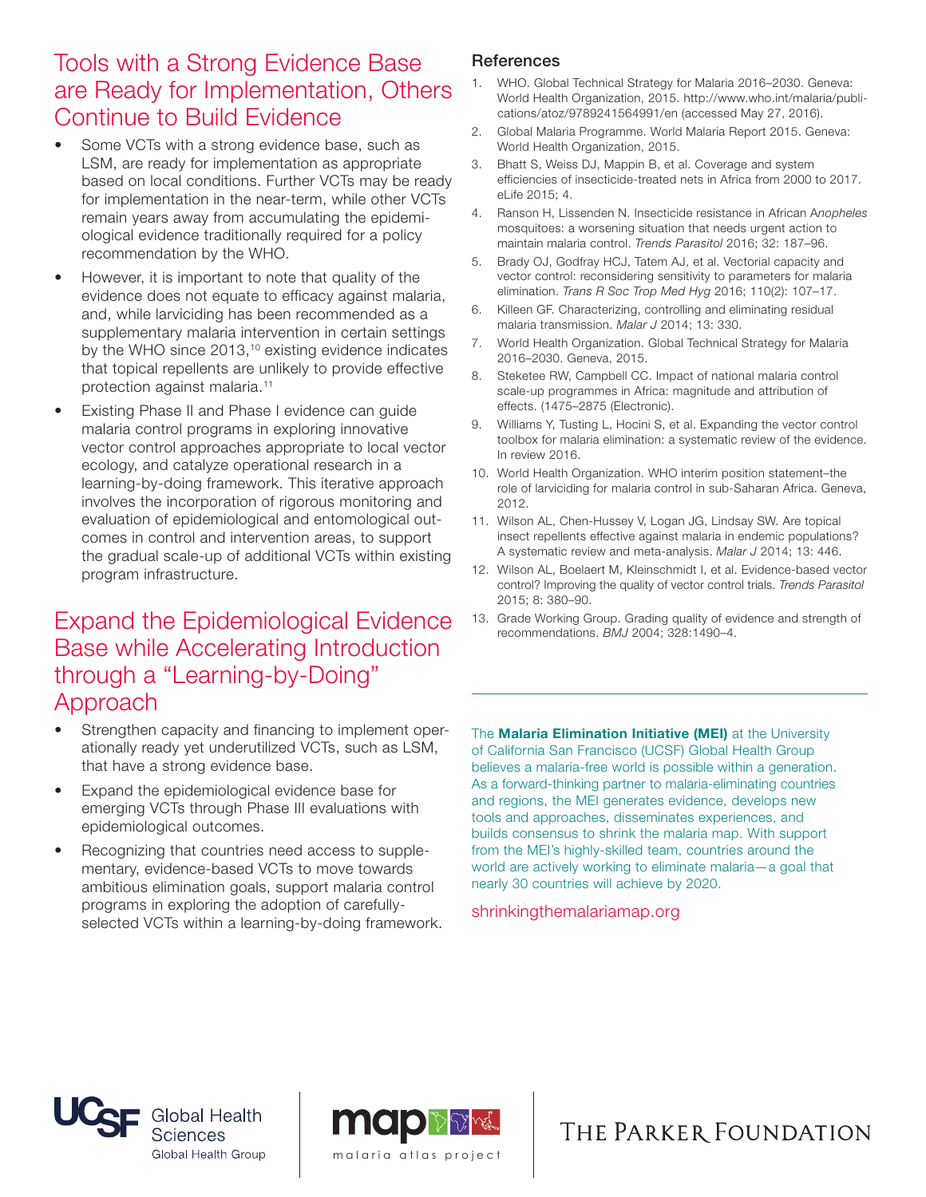## Tools with a Strong Evidence Base are Ready for Implementation, Others Continue to Build Evidence

- Some VCTs with a strong evidence base, such as LSM, are ready for implementation as appropriate based on local conditions. Further VCTs may be ready for implementation in the near-term, while other VCTs remain years away from accumulating the epidemiological evidence traditionally required for a policy recommendation by the WHO.
- However, it is important to note that quality of the evidence does not equate to efficacy against malaria, and, while larviciding has been recommended as a supplementary malaria intervention in certain settings by the WHO since 2013,[10] existing evidence indicates that topical repellents are unlikely to provide effective protection against malaria.[11]
- Existing Phase II and Phase I evidence can guide malaria control programs in exploring innovative vector control approaches appropriate to local vector ecology, and catalyze operational research in a learning-by-doing framework. This iterative approach involves the incorporation of rigorous monitoring and evaluation of epidemiological and entomological outcomes in control and intervention areas, to support the gradual scale-up of additional VCTs within existing program infrastructure.

## Expand the Epidemiological Evidence Base while Accelerating Introduction through a "Learning-by-Doing" Approach

- Strengthen capacity and financing to implement operationally ready yet underutilized VCTs, such as LSM, that have a strong evidence base.
- Expand the epidemiological evidence base for emerging VCTs through Phase III evaluations with epidemiological outcomes.
- Recognizing that countries need access to supplementary, evidence-based VCTs to move towards ambitious elimination goals, support malaria control programs in exploring the adoption of carefully-selected VCTs within a learning-by-doing framework.

### References

1. WHO. Global Technical Strategy for Malaria 2016–2030. Geneva: World Health Organization, 2015. http://www.who.int/malaria/publications/atoz/9789241564991/en (accessed May 27, 2016).
2. Global Malaria Programme. World Malaria Report 2015. Geneva: World Health Organization, 2015.
3. Bhatt S, Weiss DJ, Mappin B, et al. Coverage and system efficiencies of insecticide-treated nets in Africa from 2000 to 2017. eLife 2015; 4.
4. Ranson H, Lissenden N. Insecticide resistance in African A*nopheles* mosquitoes: a worsening situation that needs urgent action to maintain malaria control. *Trends Parasitol* 2016; 32: 187–96.
5. Brady OJ, Godfray HCJ, Tatem AJ, et al. Vectorial capacity and vector control: reconsidering sensitivity to parameters for malaria elimination. *Trans R Soc Trop Med Hyg* 2016; 110(2): 107–17.
6. Killeen GF. Characterizing, controlling and eliminating residual malaria transmission. *Malar J* 2014; 13: 330.
7. World Health Organization. Global Technical Strategy for Malaria 2016–2030. Geneva, 2015.
8. Steketee RW, Campbell CC. Impact of national malaria control scale-up programmes in Africa: magnitude and attribution of effects. (1475–2875 (Electronic).
9. Williams Y, Tusting L, Hocini S, et al. Expanding the vector control toolbox for malaria elimination: a systematic review of the evidence. In review 2016.
10. World Health Organization. WHO interim position statement–the role of larviciding for malaria control in sub-Saharan Africa. Geneva, 2012.
11. Wilson AL, Chen-Hussey V, Logan JG, Lindsay SW. Are topical insect repellents effective against malaria in endemic populations? A systematic review and meta-analysis. *Malar J* 2014; 13: 446.
12. Wilson AL, Boelaert M, Kleinschmidt I, et al. Evidence-based vector control? Improving the quality of vector control trials. *Trends Parasitol* 2015; 8: 380–90.
13. Grade Working Group. Grading quality of evidence and strength of recommendations. *BMJ* 2004; 328:1490–4.

---

The **Malaria Elimination Initiative (MEI)** at the University of California San Francisco (UCSF) Global Health Group believes a malaria-free world is possible within a generation. As a forward-thinking partner to malaria-eliminating countries and regions, the MEI generates evidence, develops new tools and approaches, disseminates experiences, and builds consensus to shrink the malaria map. With support from the MEI's highly-skilled team, countries around the world are actively working to eliminate malaria—a goal that nearly 30 countries will achieve by 2020.

shrinkingthemalariamap.org

UCSF Global Health Sciences Global Health Group | map malaria atlas project | The Parker Foundation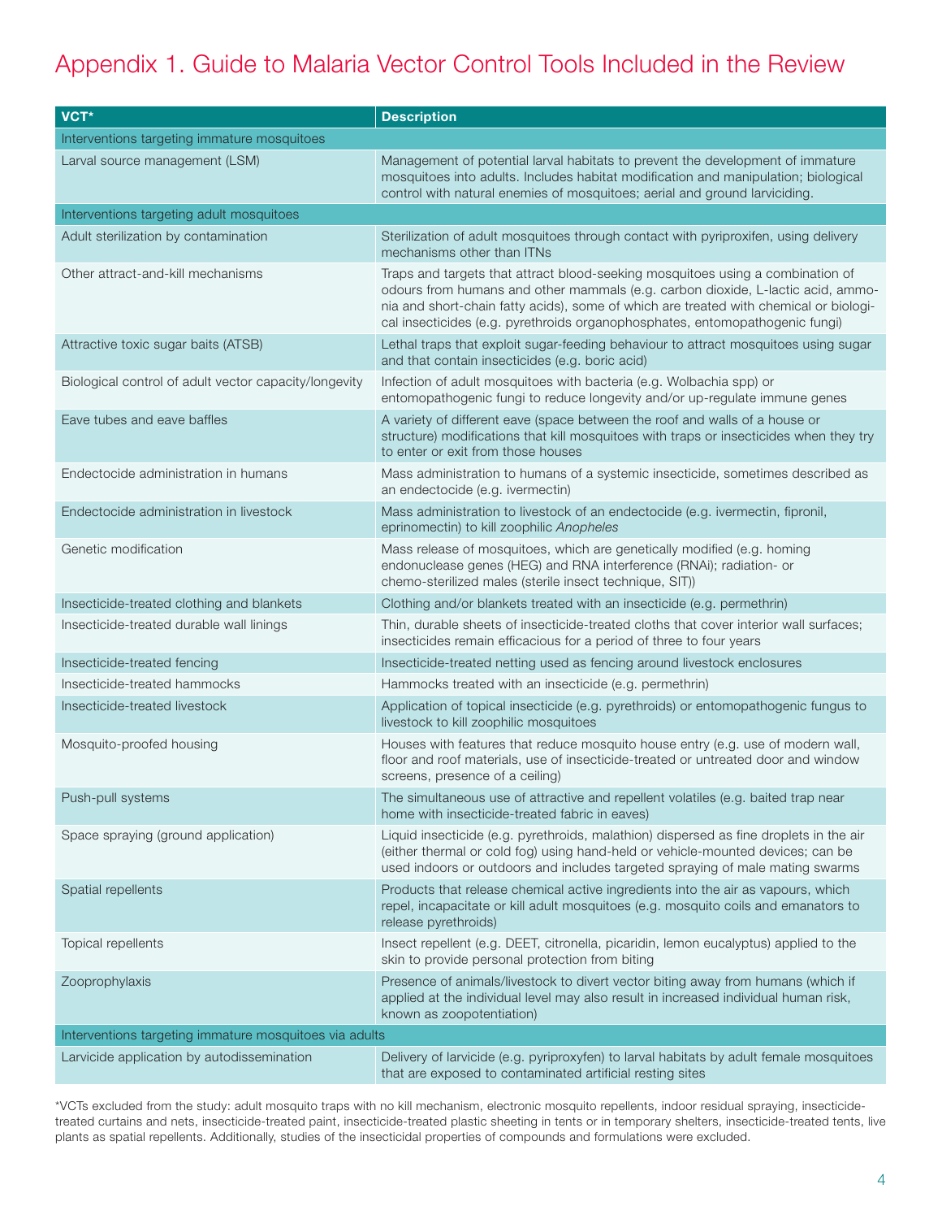# Appendix 1. Guide to Malaria Vector Control Tools Included in the Review

| VCT* | Description |
|---|---|
| Interventions targeting immature mosquitoes | |
| Larval source management (LSM) | Management of potential larval habitats to prevent the development of immature mosquitoes into adults. Includes habitat modification and manipulation; biological control with natural enemies of mosquitoes; aerial and ground larviciding. |
| Interventions targeting adult mosquitoes | |
| Adult sterilization by contamination | Sterilization of adult mosquitoes through contact with pyriproxifen, using delivery mechanisms other than ITNs |
| Other attract-and-kill mechanisms | Traps and targets that attract blood-seeking mosquitoes using a combination of odours from humans and other mammals (e.g. carbon dioxide, L-lactic acid, ammonia and short-chain fatty acids), some of which are treated with chemical or biological insecticides (e.g. pyrethroids organophosphates, entomopathogenic fungi) |
| Attractive toxic sugar baits (ATSB) | Lethal traps that exploit sugar-feeding behaviour to attract mosquitoes using sugar and that contain insecticides (e.g. boric acid) |
| Biological control of adult vector capacity/longevity | Infection of adult mosquitoes with bacteria (e.g. Wolbachia spp) or entomopathogenic fungi to reduce longevity and/or up-regulate immune genes |
| Eave tubes and eave baffles | A variety of different eave (space between the roof and walls of a house or structure) modifications that kill mosquitoes with traps or insecticides when they try to enter or exit from those houses |
| Endectocide administration in humans | Mass administration to humans of a systemic insecticide, sometimes described as an endectocide (e.g. ivermectin) |
| Endectocide administration in livestock | Mass administration to livestock of an endectocide (e.g. ivermectin, fipronil, eprinomectin) to kill zoophilic *Anopheles* |
| Genetic modification | Mass release of mosquitoes, which are genetically modified (e.g. homing endonuclease genes (HEG) and RNA interference (RNAi); radiation- or chemo-sterilized males (sterile insect technique, SIT)) |
| Insecticide-treated clothing and blankets | Clothing and/or blankets treated with an insecticide (e.g. permethrin) |
| Insecticide-treated durable wall linings | Thin, durable sheets of insecticide-treated cloths that cover interior wall surfaces; insecticides remain efficacious for a period of three to four years |
| Insecticide-treated fencing | Insecticide-treated netting used as fencing around livestock enclosures |
| Insecticide-treated hammocks | Hammocks treated with an insecticide (e.g. permethrin) |
| Insecticide-treated livestock | Application of topical insecticide (e.g. pyrethroids) or entomopathogenic fungus to livestock to kill zoophilic mosquitoes |
| Mosquito-proofed housing | Houses with features that reduce mosquito house entry (e.g. use of modern wall, floor and roof materials, use of insecticide-treated or untreated door and window screens, presence of a ceiling) |
| Push-pull systems | The simultaneous use of attractive and repellent volatiles (e.g. baited trap near home with insecticide-treated fabric in eaves) |
| Space spraying (ground application) | Liquid insecticide (e.g. pyrethroids, malathion) dispersed as fine droplets in the air (either thermal or cold fog) using hand-held or vehicle-mounted devices; can be used indoors or outdoors and includes targeted spraying of male mating swarms |
| Spatial repellents | Products that release chemical active ingredients into the air as vapours, which repel, incapacitate or kill adult mosquitoes (e.g. mosquito coils and emanators to release pyrethroids) |
| Topical repellents | Insect repellent (e.g. DEET, citronella, picaridin, lemon eucalyptus) applied to the skin to provide personal protection from biting |
| Zooprophylaxis | Presence of animals/livestock to divert vector biting away from humans (which if applied at the individual level may also result in increased individual human risk, known as zoopotentiation) |
| Interventions targeting immature mosquitoes via adults | |
| Larvicide application by autodissemination | Delivery of larvicide (e.g. pyriproxyfen) to larval habitats by adult female mosquitoes that are exposed to contaminated artificial resting sites |

*VCTs excluded from the study: adult mosquito traps with no kill mechanism, electronic mosquito repellents, indoor residual spraying, insecticide-treated curtains and nets, insecticide-treated paint, insecticide-treated plastic sheeting in tents or in temporary shelters, insecticide-treated tents, live plants as spatial repellents. Additionally, studies of the insecticidal properties of compounds and formulations were excluded.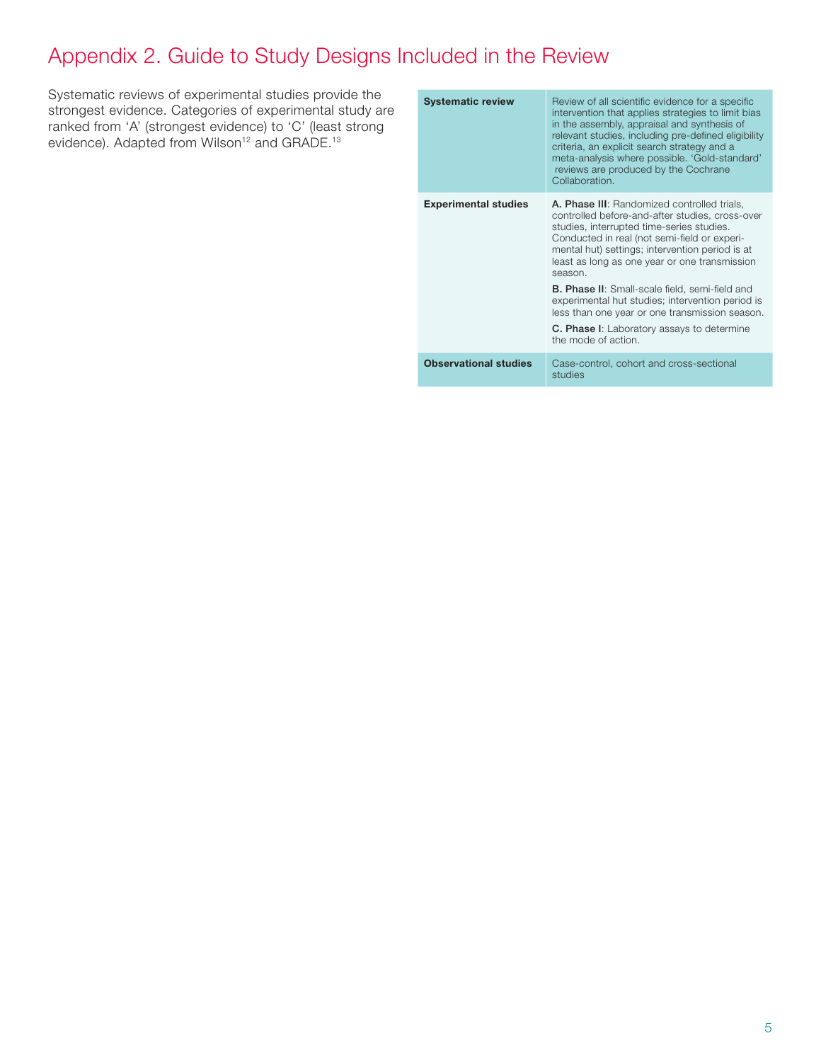# Appendix 2. Guide to Study Designs Included in the Review

Systematic reviews of experimental studies provide the strongest evidence. Categories of experimental study are ranked from 'A' (strongest evidence) to 'C' (least strong evidence). Adapted from Wilson[12] and GRADE.[13]

| | |
|---|---|
| **Systematic review** | Review of all scientific evidence for a specific intervention that applies strategies to limit bias in the assembly, appraisal and synthesis of relevant studies, including pre-defined eligibility criteria, an explicit search strategy and a meta-analysis where possible. 'Gold-standard' reviews are produced by the Cochrane Collaboration. |
| **Experimental studies** | **A. Phase III**: Randomized controlled trials, controlled before-and-after studies, cross-over studies, interrupted time-series studies. Conducted in real (not semi-field or experimental hut) settings; intervention period is at least as long as one year or one transmission season.<br>**B. Phase II**: Small-scale field, semi-field and experimental hut studies; intervention period is less than one year or one transmission season.<br>**C. Phase I**: Laboratory assays to determine the mode of action. |
| **Observational studies** | Case-control, cohort and cross-sectional studies |